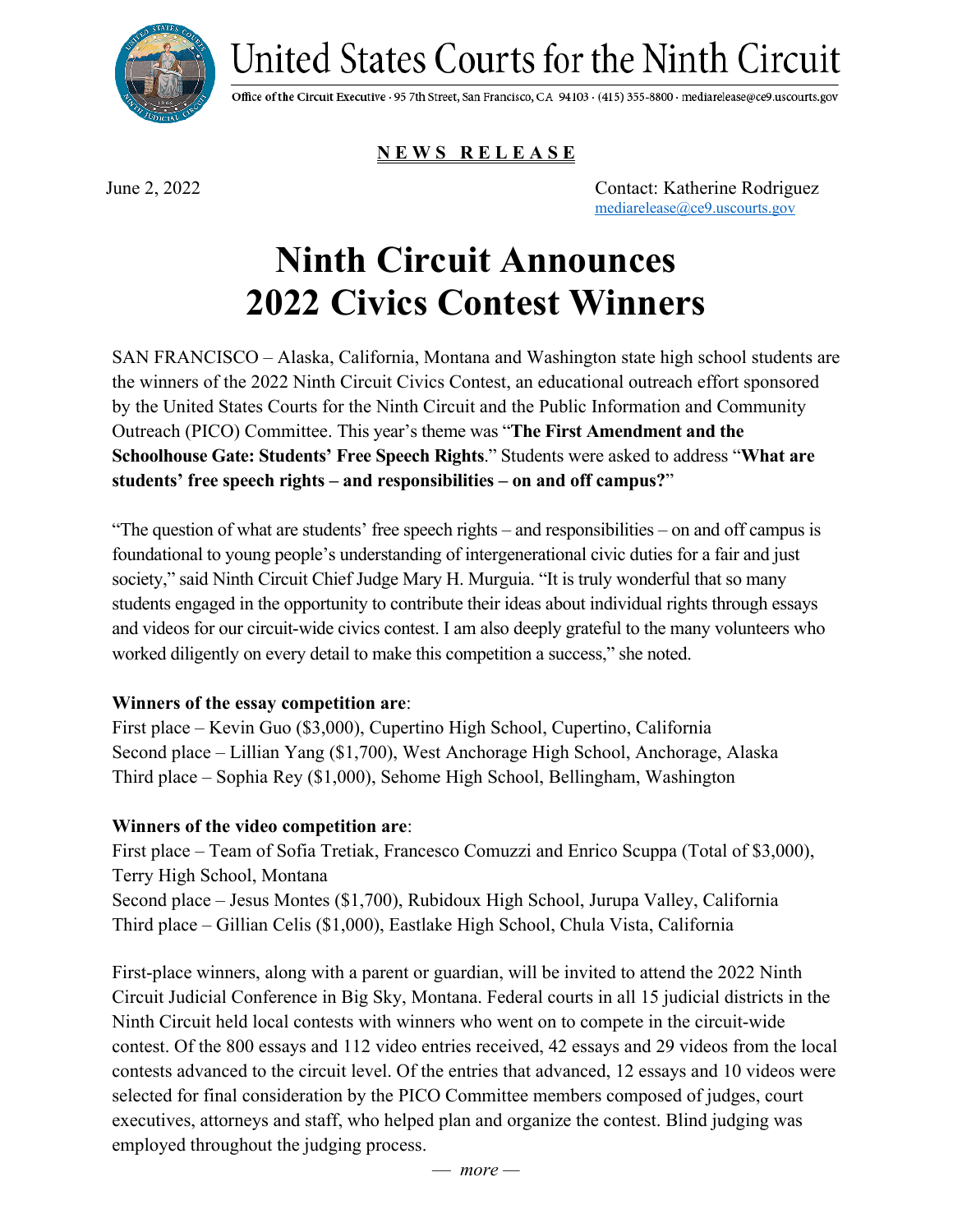United States Courts for the Ninth Circuit

Office of the Circuit Executive · 95 7th Street, San Francisco, CA 94103 · (415) 355-8800 · mediarelease@ce9.uscourts.gov

**NEWS RELEASE**

June 2, 2022

Contact: Katherine Rodriguez
mediarelease@ce9.uscourts.gov

# Ninth Circuit Announces 2022 Civics Contest Winners

SAN FRANCISCO – Alaska, California, Montana and Washington state high school students are the winners of the 2022 Ninth Circuit Civics Contest, an educational outreach effort sponsored by the United States Courts for the Ninth Circuit and the Public Information and Community Outreach (PICO) Committee. This year's theme was "**The First Amendment and the Schoolhouse Gate: Students' Free Speech Rights**." Students were asked to address "**What are students' free speech rights – and responsibilities – on and off campus?**"

"The question of what are students' free speech rights – and responsibilities – on and off campus is foundational to young people's understanding of intergenerational civic duties for a fair and just society," said Ninth Circuit Chief Judge Mary H. Murguia. "It is truly wonderful that so many students engaged in the opportunity to contribute their ideas about individual rights through essays and videos for our circuit-wide civics contest. I am also deeply grateful to the many volunteers who worked diligently on every detail to make this competition a success," she noted.

**Winners of the essay competition are**:
First place – Kevin Guo ($3,000), Cupertino High School, Cupertino, California
Second place – Lillian Yang ($1,700), West Anchorage High School, Anchorage, Alaska
Third place – Sophia Rey ($1,000), Sehome High School, Bellingham, Washington

**Winners of the video competition are**:
First place – Team of Sofia Tretiak, Francesco Comuzzi and Enrico Scuppa (Total of $3,000), Terry High School, Montana
Second place – Jesus Montes ($1,700), Rubidoux High School, Jurupa Valley, California
Third place – Gillian Celis ($1,000), Eastlake High School, Chula Vista, California

First-place winners, along with a parent or guardian, will be invited to attend the 2022 Ninth Circuit Judicial Conference in Big Sky, Montana. Federal courts in all 15 judicial districts in the Ninth Circuit held local contests with winners who went on to compete in the circuit-wide contest. Of the 800 essays and 112 video entries received, 42 essays and 29 videos from the local contests advanced to the circuit level. Of the entries that advanced, 12 essays and 10 videos were selected for final consideration by the PICO Committee members composed of judges, court executives, attorneys and staff, who helped plan and organize the contest. Blind judging was employed throughout the judging process.

*— more —*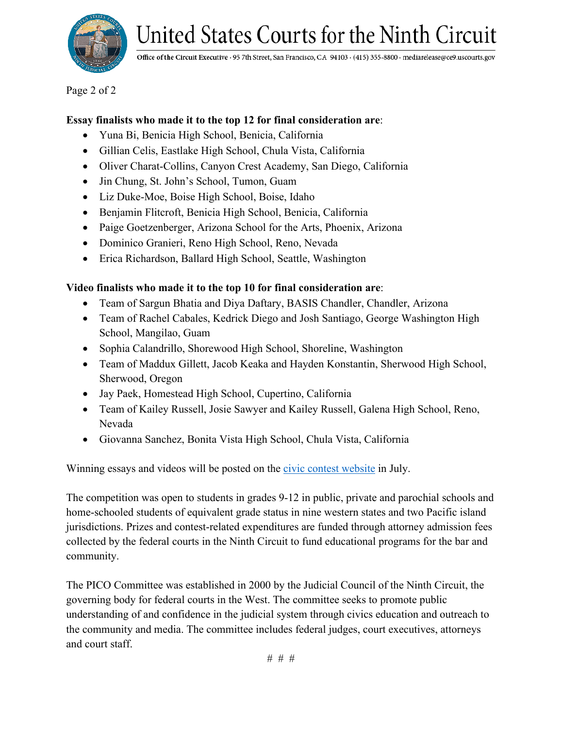**Essay finalists who made it to the top 12 for final consideration are**:

- Yuna Bi, Benicia High School, Benicia, California
- Gillian Celis, Eastlake High School, Chula Vista, California
- Oliver Charat-Collins, Canyon Crest Academy, San Diego, California
- Jin Chung, St. John's School, Tumon, Guam
- Liz Duke-Moe, Boise High School, Boise, Idaho
- Benjamin Flitcroft, Benicia High School, Benicia, California
- Paige Goetzenberger, Arizona School for the Arts, Phoenix, Arizona
- Dominico Granieri, Reno High School, Reno, Nevada
- Erica Richardson, Ballard High School, Seattle, Washington

**Video finalists who made it to the top 10 for final consideration are**:

- Team of Sargun Bhatia and Diya Daftary, BASIS Chandler, Chandler, Arizona
- Team of Rachel Cabales, Kedrick Diego and Josh Santiago, George Washington High School, Mangilao, Guam
- Sophia Calandrillo, Shorewood High School, Shoreline, Washington
- Team of Maddux Gillett, Jacob Keaka and Hayden Konstantin, Sherwood High School, Sherwood, Oregon
- Jay Paek, Homestead High School, Cupertino, California
- Team of Kailey Russell, Josie Sawyer and Kailey Russell, Galena High School, Reno, Nevada
- Giovanna Sanchez, Bonita Vista High School, Chula Vista, California

Winning essays and videos will be posted on the civic contest website in July.

The competition was open to students in grades 9-12 in public, private and parochial schools and home-schooled students of equivalent grade status in nine western states and two Pacific island jurisdictions. Prizes and contest-related expenditures are funded through attorney admission fees collected by the federal courts in the Ninth Circuit to fund educational programs for the bar and community.

The PICO Committee was established in 2000 by the Judicial Council of the Ninth Circuit, the governing body for federal courts in the West. The committee seeks to promote public understanding of and confidence in the judicial system through civics education and outreach to the community and media. The committee includes federal judges, court executives, attorneys and court staff.

# # #